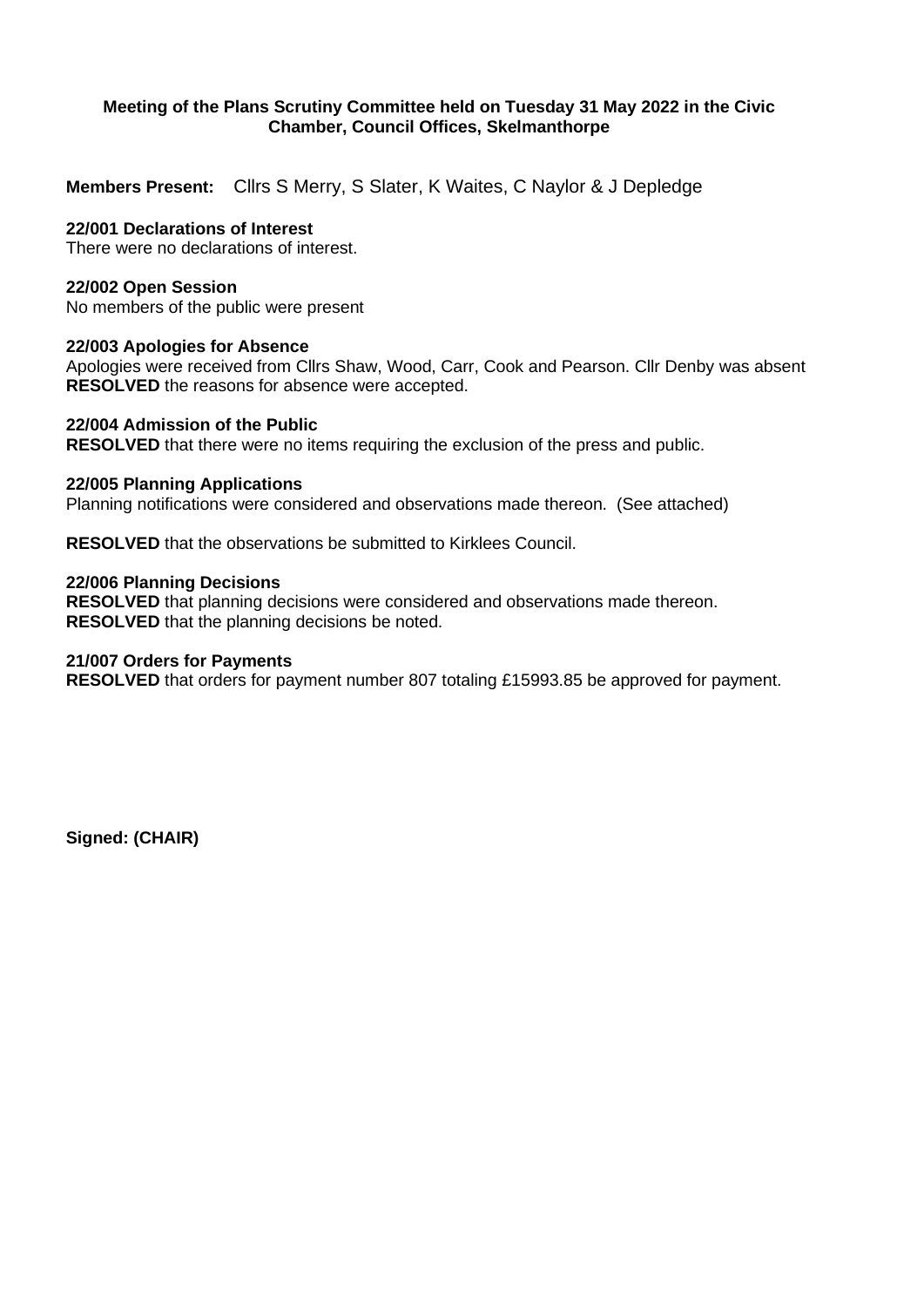**Meeting of the Plans Scrutiny Committee held on Tuesday 31 May 2022 in the Civic Chamber, Council Offices, Skelmanthorpe**

**Members Present:** Cllrs S Merry, S Slater, K Waites, C Naylor & J Depledge

**22/001 Declarations of Interest**
There were no declarations of interest.

**22/002 Open Session**
No members of the public were present

**22/003 Apologies for Absence**
Apologies were received from Cllrs Shaw, Wood, Carr, Cook and Pearson. Cllr Denby was absent
**RESOLVED** the reasons for absence were accepted.

**22/004 Admission of the Public**
**RESOLVED** that there were no items requiring the exclusion of the press and public.

**22/005 Planning Applications**
Planning notifications were considered and observations made thereon. (See attached)

**RESOLVED** that the observations be submitted to Kirklees Council.

**22/006 Planning Decisions**
**RESOLVED** that planning decisions were considered and observations made thereon.
**RESOLVED** that the planning decisions be noted.

**21/007 Orders for Payments**
**RESOLVED** that orders for payment number 807 totaling £15993.85 be approved for payment.

**Signed: (CHAIR)**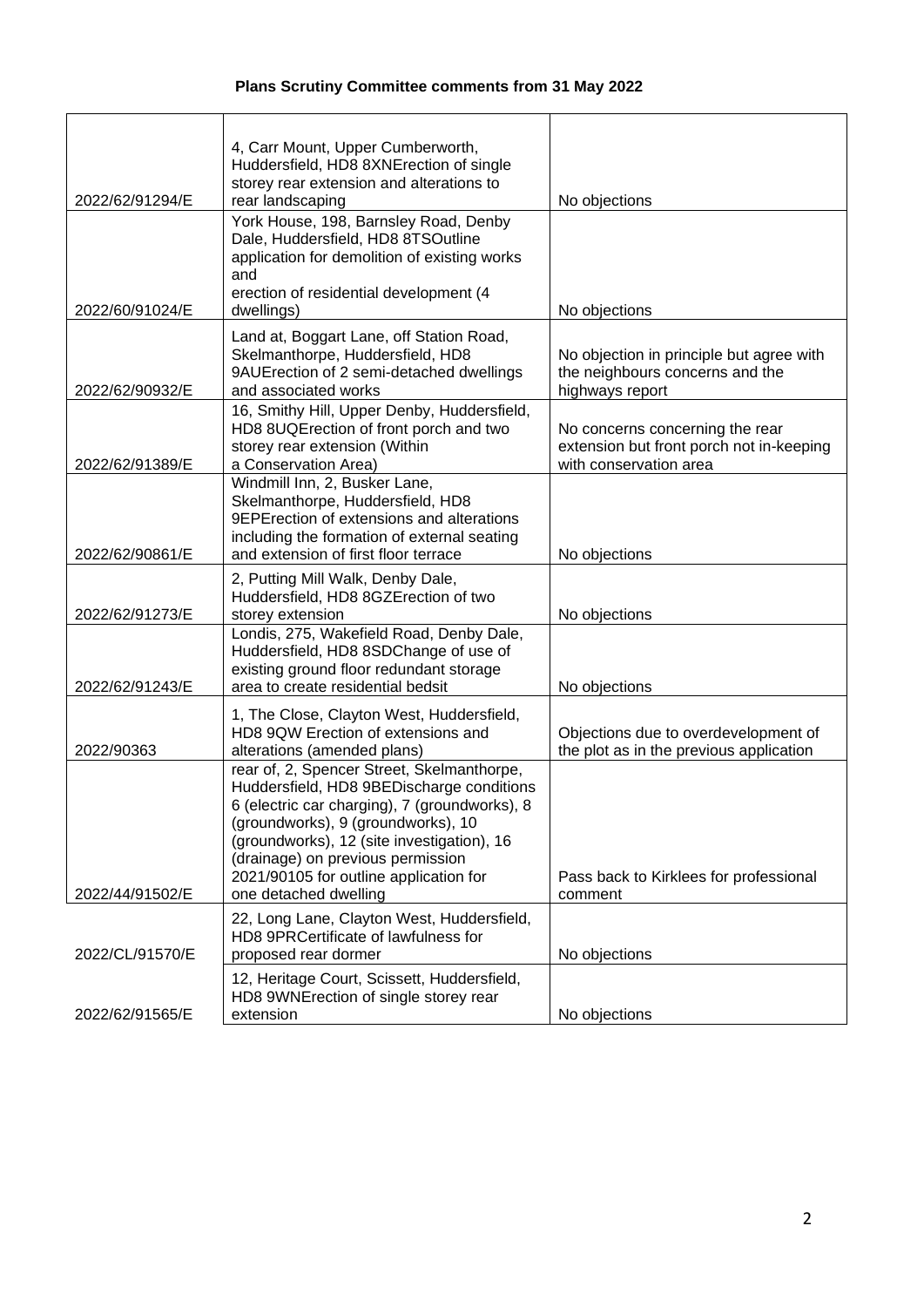# Plans Scrutiny Committee comments from 31 May 2022

| | | |
|---|---|---|
| 2022/62/91294/E | 4, Carr Mount, Upper Cumberworth, Huddersfield, HD8 8XNErection of single storey rear extension and alterations to rear landscaping | No objections |
| 2022/60/91024/E | York House, 198, Barnsley Road, Denby Dale, Huddersfield, HD8 8TSOutline application for demolition of existing works and erection of residential development (4 dwellings) | No objections |
| 2022/62/90932/E | Land at, Boggart Lane, off Station Road, Skelmanthorpe, Huddersfield, HD8 9AUErection of 2 semi-detached dwellings and associated works | No objection in principle but agree with the neighbours concerns and the highways report |
| 2022/62/91389/E | 16, Smithy Hill, Upper Denby, Huddersfield, HD8 8UQErection of front porch and two storey rear extension (Within a Conservation Area) | No concerns concerning the rear extension but front porch not in-keeping with conservation area |
| 2022/62/90861/E | Windmill Inn, 2, Busker Lane, Skelmanthorpe, Huddersfield, HD8 9EPErection of extensions and alterations including the formation of external seating and extension of first floor terrace | No objections |
| 2022/62/91273/E | 2, Putting Mill Walk, Denby Dale, Huddersfield, HD8 8GZErection of two storey extension | No objections |
| 2022/62/91243/E | Londis, 275, Wakefield Road, Denby Dale, Huddersfield, HD8 8SDChange of use of existing ground floor redundant storage area to create residential bedsit | No objections |
| 2022/90363 | 1, The Close, Clayton West, Huddersfield, HD8 9QW Erection of extensions and alterations (amended plans) | Objections due to overdevelopment of the plot as in the previous application |
| 2022/44/91502/E | rear of, 2, Spencer Street, Skelmanthorpe, Huddersfield, HD8 9BEDischarge conditions 6 (electric car charging), 7 (groundworks), 8 (groundworks), 9 (groundworks), 10 (groundworks), 12 (site investigation), 16 (drainage) on previous permission 2021/90105 for outline application for one detached dwelling | Pass back to Kirklees for professional comment |
| 2022/CL/91570/E | 22, Long Lane, Clayton West, Huddersfield, HD8 9PRCertificate of lawfulness for proposed rear dormer | No objections |
| 2022/62/91565/E | 12, Heritage Court, Scissett, Huddersfield, HD8 9WNErection of single storey rear extension | No objections |